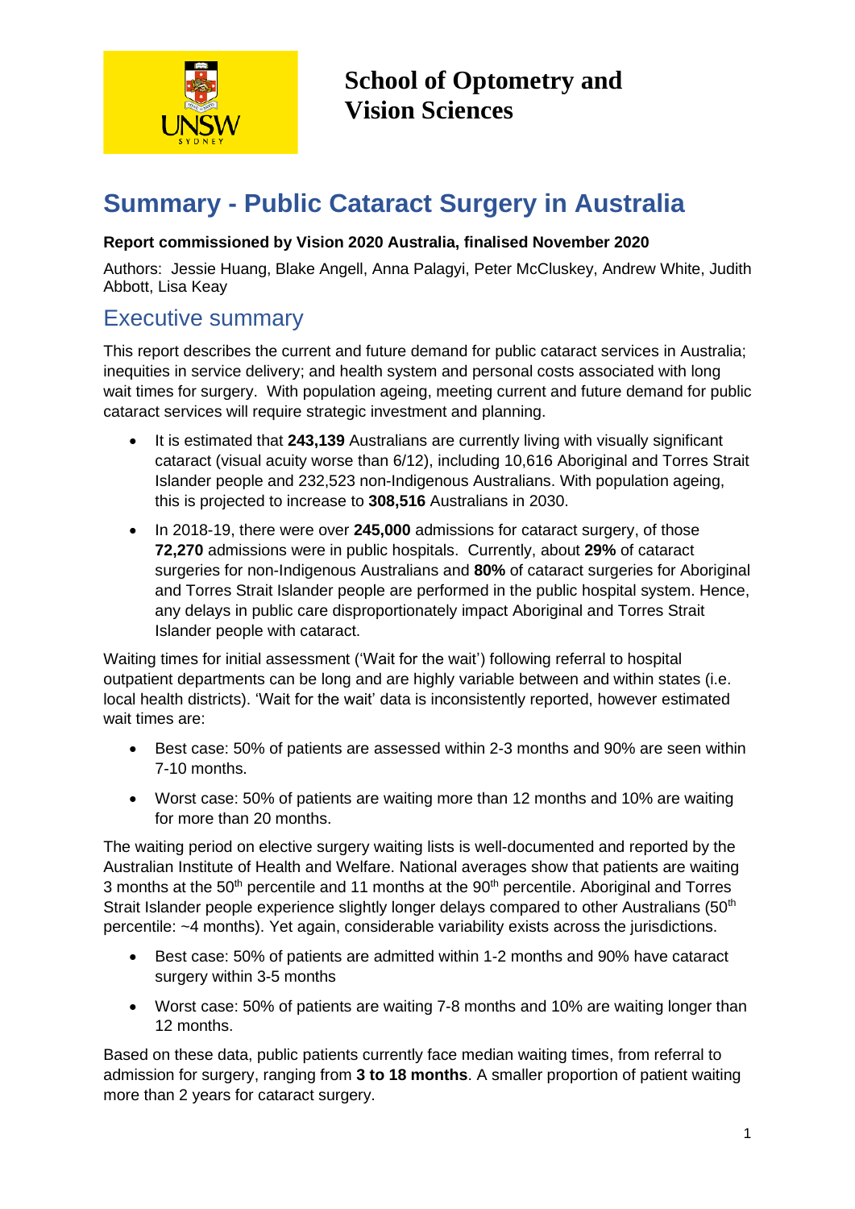# School of Optometry and Vision Sciences

# Summary - Public Cataract Surgery in Australia

**Report commissioned by Vision 2020 Australia, finalised November 2020**

Authors: Jessie Huang, Blake Angell, Anna Palagyi, Peter McCluskey, Andrew White, Judith Abbott, Lisa Keay

## Executive summary

This report describes the current and future demand for public cataract services in Australia; inequities in service delivery; and health system and personal costs associated with long wait times for surgery. With population ageing, meeting current and future demand for public cataract services will require strategic investment and planning.

- It is estimated that **243,139** Australians are currently living with visually significant cataract (visual acuity worse than 6/12), including 10,616 Aboriginal and Torres Strait Islander people and 232,523 non-Indigenous Australians. With population ageing, this is projected to increase to **308,516** Australians in 2030.
- In 2018-19, there were over **245,000** admissions for cataract surgery, of those **72,270** admissions were in public hospitals. Currently, about **29%** of cataract surgeries for non-Indigenous Australians and **80%** of cataract surgeries for Aboriginal and Torres Strait Islander people are performed in the public hospital system. Hence, any delays in public care disproportionately impact Aboriginal and Torres Strait Islander people with cataract.

Waiting times for initial assessment ('Wait for the wait') following referral to hospital outpatient departments can be long and are highly variable between and within states (i.e. local health districts). 'Wait for the wait' data is inconsistently reported, however estimated wait times are:

- Best case: 50% of patients are assessed within 2-3 months and 90% are seen within 7-10 months.
- Worst case: 50% of patients are waiting more than 12 months and 10% are waiting for more than 20 months.

The waiting period on elective surgery waiting lists is well-documented and reported by the Australian Institute of Health and Welfare. National averages show that patients are waiting 3 months at the 50$^{th}$ percentile and 11 months at the 90$^{th}$ percentile. Aboriginal and Torres Strait Islander people experience slightly longer delays compared to other Australians (50$^{th}$ percentile: ~4 months). Yet again, considerable variability exists across the jurisdictions.

- Best case: 50% of patients are admitted within 1-2 months and 90% have cataract surgery within 3-5 months
- Worst case: 50% of patients are waiting 7-8 months and 10% are waiting longer than 12 months.

Based on these data, public patients currently face median waiting times, from referral to admission for surgery, ranging from **3 to 18 months**. A smaller proportion of patient waiting more than 2 years for cataract surgery.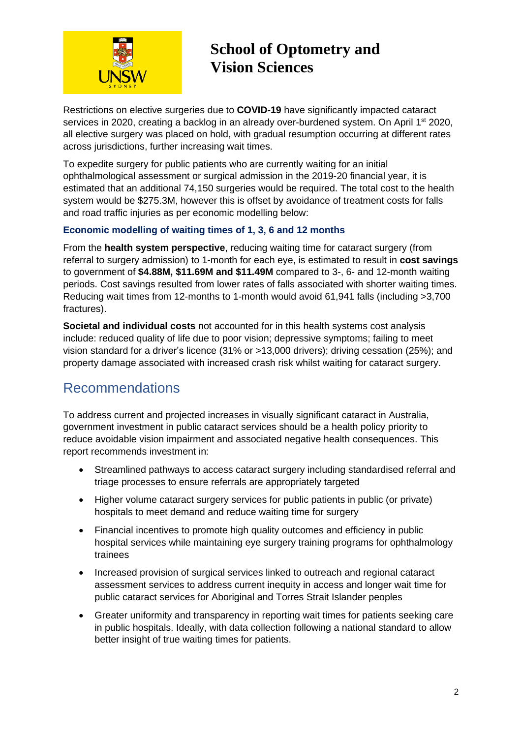# School of Optometry and Vision Sciences

Restrictions on elective surgeries due to **COVID-19** have significantly impacted cataract services in 2020, creating a backlog in an already over-burdened system. On April 1st 2020, all elective surgery was placed on hold, with gradual resumption occurring at different rates across jurisdictions, further increasing wait times.

To expedite surgery for public patients who are currently waiting for an initial ophthalmological assessment or surgical admission in the 2019-20 financial year, it is estimated that an additional 74,150 surgeries would be required. The total cost to the health system would be $275.3M, however this is offset by avoidance of treatment costs for falls and road traffic injuries as per economic modelling below:

### Economic modelling of waiting times of 1, 3, 6 and 12 months

From the **health system perspective**, reducing waiting time for cataract surgery (from referral to surgery admission) to 1-month for each eye, is estimated to result in **cost savings** to government of **$4.88M, $11.69M and $11.49M** compared to 3-, 6- and 12-month waiting periods. Cost savings resulted from lower rates of falls associated with shorter waiting times. Reducing wait times from 12-months to 1-month would avoid 61,941 falls (including >3,700 fractures).

**Societal and individual costs** not accounted for in this health systems cost analysis include: reduced quality of life due to poor vision; depressive symptoms; failing to meet vision standard for a driver's licence (31% or >13,000 drivers); driving cessation (25%); and property damage associated with increased crash risk whilst waiting for cataract surgery.

## Recommendations

To address current and projected increases in visually significant cataract in Australia, government investment in public cataract services should be a health policy priority to reduce avoidable vision impairment and associated negative health consequences. This report recommends investment in:

- Streamlined pathways to access cataract surgery including standardised referral and triage processes to ensure referrals are appropriately targeted
- Higher volume cataract surgery services for public patients in public (or private) hospitals to meet demand and reduce waiting time for surgery
- Financial incentives to promote high quality outcomes and efficiency in public hospital services while maintaining eye surgery training programs for ophthalmology trainees
- Increased provision of surgical services linked to outreach and regional cataract assessment services to address current inequity in access and longer wait time for public cataract services for Aboriginal and Torres Strait Islander peoples
- Greater uniformity and transparency in reporting wait times for patients seeking care in public hospitals. Ideally, with data collection following a national standard to allow better insight of true waiting times for patients.